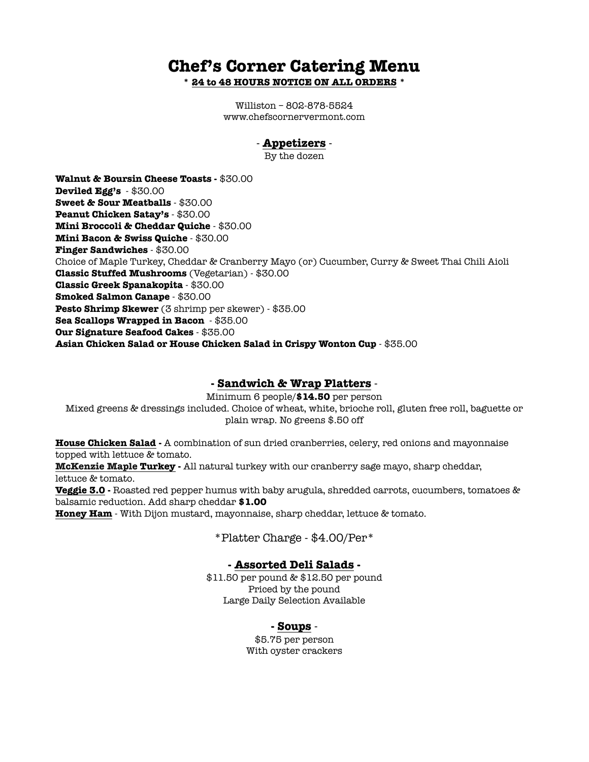# Chef's Corner Catering Menu

**\* 24 to 48 HOURS NOTICE ON ALL ORDERS \***

Williston – 802-878-5524
www.chefscornervermont.com

## - Appetizers -

By the dozen

**Walnut & Boursin Cheese Toasts -** $30.00
**Deviled Egg's** - $30.00
**Sweet & Sour Meatballs** - $30.00
**Peanut Chicken Satay's** - $30.00
**Mini Broccoli & Cheddar Quiche** - $30.00
**Mini Bacon & Swiss Quiche** - $30.00
**Finger Sandwiches** - $30.00
Choice of Maple Turkey, Cheddar & Cranberry Mayo (or) Cucumber, Curry & Sweet Thai Chili Aioli
**Classic Stuffed Mushrooms** (Vegetarian) - $30.00
**Classic Greek Spanakopita** - $30.00
**Smoked Salmon Canape** - $30.00
**Pesto Shrimp Skewer** (3 shrimp per skewer) - $35.00
**Sea Scallops Wrapped in Bacon** - $35.00
**Our Signature Seafood Cakes** - $35.00
**Asian Chicken Salad or House Chicken Salad in Crispy Wonton Cup** - $35.00

## - Sandwich & Wrap Platters -

Minimum 6 people/**$14.50** per person
Mixed greens & dressings included. Choice of wheat, white, brioche roll, gluten free roll, baguette or plain wrap. No greens $.50 off

**House Chicken Salad -** A combination of sun dried cranberries, celery, red onions and mayonnaise topped with lettuce & tomato.
**McKenzie Maple Turkey -** All natural turkey with our cranberry sage mayo, sharp cheddar, lettuce & tomato.
**Veggie 3.0 -** Roasted red pepper humus with baby arugula, shredded carrots, cucumbers, tomatoes & balsamic reduction. Add sharp cheddar **$1.00**
**Honey Ham** - With Dijon mustard, mayonnaise, sharp cheddar, lettuce & tomato.

\*Platter Charge - $4.00/Per\*

## - Assorted Deli Salads -

$11.50 per pound & $12.50 per pound
Priced by the pound
Large Daily Selection Available

## - Soups -

$5.75 per person
With oyster crackers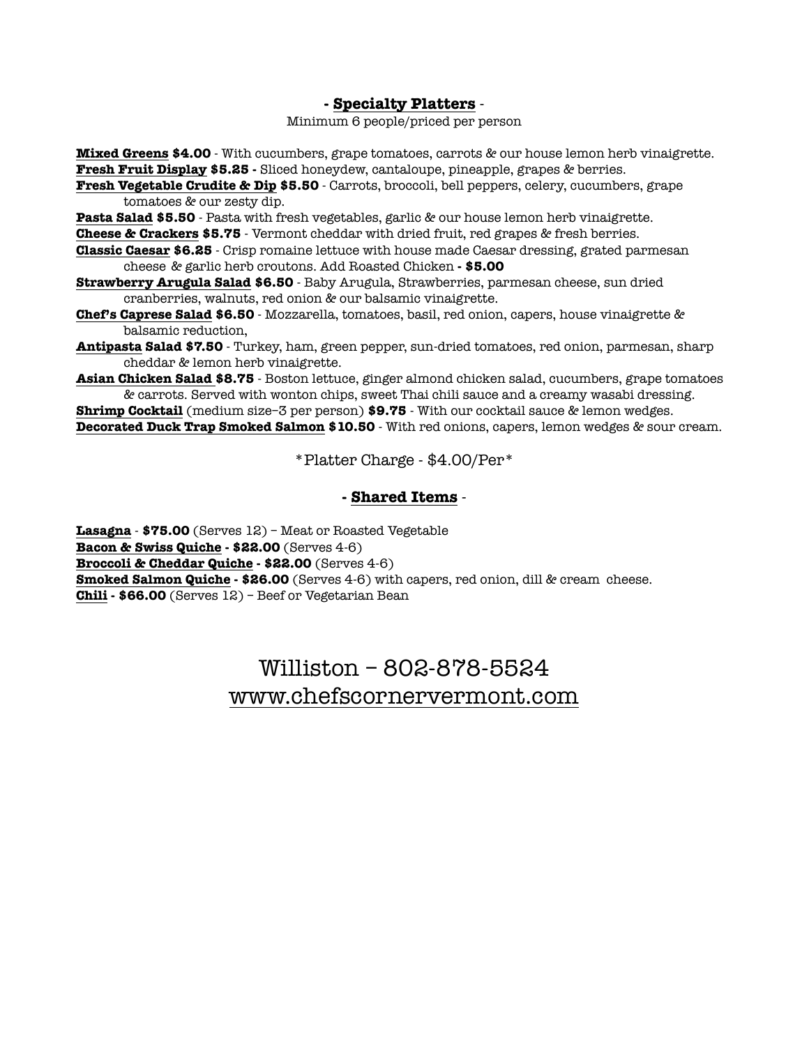## - **Specialty Platters** -

Minimum 6 people/priced per person

**Mixed Greens $4.00** - With cucumbers, grape tomatoes, carrots & our house lemon herb vinaigrette.
**Fresh Fruit Display $5.25 -** Sliced honeydew, cantaloupe, pineapple, grapes & berries.
**Fresh Vegetable Crudite & Dip $5.50** - Carrots, broccoli, bell peppers, celery, cucumbers, grape tomatoes & our zesty dip.
**Pasta Salad $5.50** - Pasta with fresh vegetables, garlic & our house lemon herb vinaigrette.
**Cheese & Crackers $5.75** - Vermont cheddar with dried fruit, red grapes & fresh berries.
**Classic Caesar $6.25** - Crisp romaine lettuce with house made Caesar dressing, grated parmesan cheese & garlic herb croutons. Add Roasted Chicken **- $5.00**
**Strawberry Arugula Salad $6.50** - Baby Arugula, Strawberries, parmesan cheese, sun dried cranberries, walnuts, red onion & our balsamic vinaigrette.
**Chef's Caprese Salad $6.50** - Mozzarella, tomatoes, basil, red onion, capers, house vinaigrette & balsamic reduction,
**Antipasta Salad $7.50** - Turkey, ham, green pepper, sun-dried tomatoes, red onion, parmesan, sharp cheddar & lemon herb vinaigrette.
**Asian Chicken Salad $8.75** - Boston lettuce, ginger almond chicken salad, cucumbers, grape tomatoes & carrots. Served with wonton chips, sweet Thai chili sauce and a creamy wasabi dressing.
**Shrimp Cocktail** (medium size–3 per person) **$9.75** - With our cocktail sauce & lemon wedges.
**Decorated Duck Trap Smoked Salmon $10.50** - With red onions, capers, lemon wedges & sour cream.

*Platter Charge - $4.00/Per*

## - **Shared Items** -

**Lasagna** - **$75.00** (Serves 12) – Meat or Roasted Vegetable
**Bacon & Swiss Quiche - $22.00** (Serves 4-6)
**Broccoli & Cheddar Quiche - $22.00** (Serves 4-6)
**Smoked Salmon Quiche - $26.00** (Serves 4-6) with capers, red onion, dill & cream cheese.
**Chili - $66.00** (Serves 12) – Beef or Vegetarian Bean

Williston – 802-878-5524
www.chefscornervermont.com